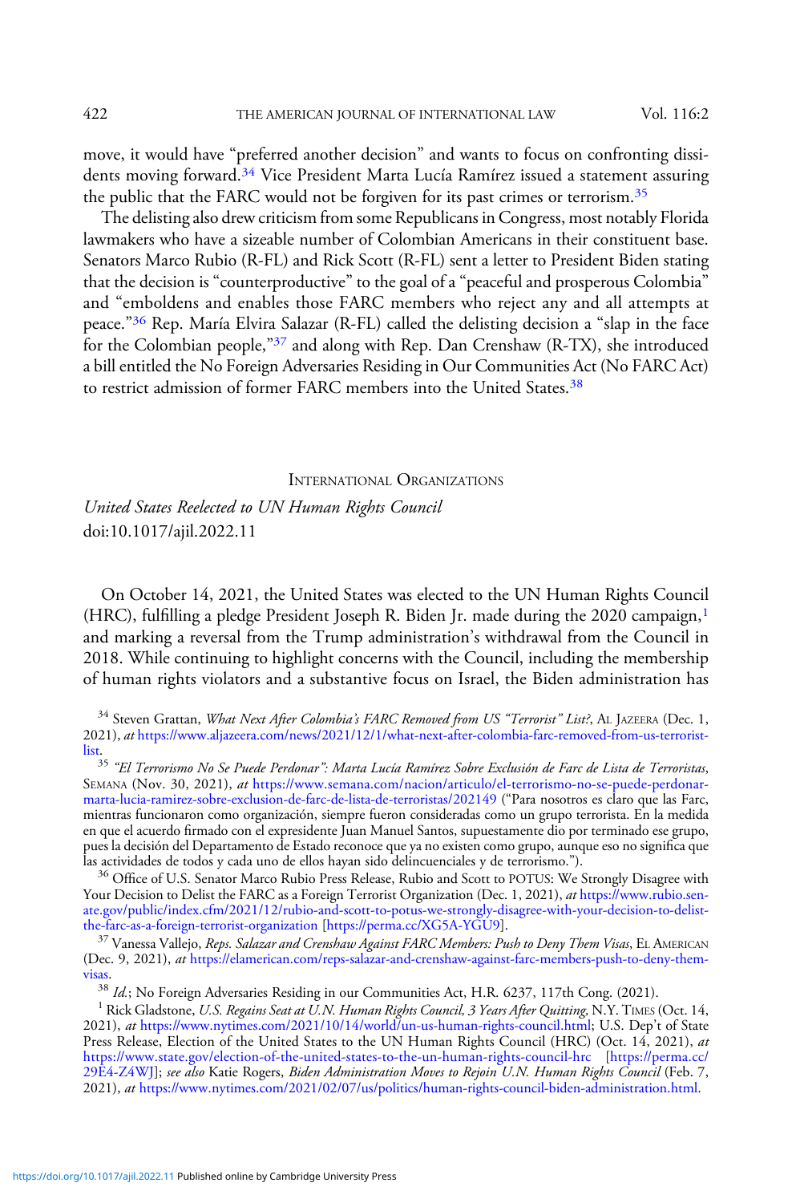move, it would have "preferred another decision" and wants to focus on confronting dissidents moving forward.[34] Vice President Marta Lucía Ramírez issued a statement assuring the public that the FARC would not be forgiven for its past crimes or terrorism.[35]

The delisting also drew criticism from some Republicans in Congress, most notably Florida lawmakers who have a sizeable number of Colombian Americans in their constituent base. Senators Marco Rubio (R-FL) and Rick Scott (R-FL) sent a letter to President Biden stating that the decision is "counterproductive" to the goal of a "peaceful and prosperous Colombia" and "emboldens and enables those FARC members who reject any and all attempts at peace."[36] Rep. María Elvira Salazar (R-FL) called the delisting decision a "slap in the face for the Colombian people,"[37] and along with Rep. Dan Crenshaw (R-TX), she introduced a bill entitled the No Foreign Adversaries Residing in Our Communities Act (No FARC Act) to restrict admission of former FARC members into the United States.[38]

## International Organizations

### *United States Reelected to UN Human Rights Council*

doi:10.1017/ajil.2022.11

On October 14, 2021, the United States was elected to the UN Human Rights Council (HRC), fulfilling a pledge President Joseph R. Biden Jr. made during the 2020 campaign,[1] and marking a reversal from the Trump administration's withdrawal from the Council in 2018. While continuing to highlight concerns with the Council, including the membership of human rights violators and a substantive focus on Israel, the Biden administration has

---

[34] Steven Grattan, *What Next After Colombia's FARC Removed from US "Terrorist" List?*, Al Jazeera (Dec. 1, 2021), *at* https://www.aljazeera.com/news/2021/12/1/what-next-after-colombia-farc-removed-from-us-terrorist-list.

[35] *"El Terrorismo No Se Puede Perdonar": Marta Lucía Ramírez Sobre Exclusión de Farc de Lista de Terroristas*, Semana (Nov. 30, 2021), *at* https://www.semana.com/nacion/articulo/el-terrorismo-no-se-puede-perdonar-marta-lucia-ramirez-sobre-exclusion-de-farc-de-lista-de-terroristas/202149 ("Para nosotros es claro que las Farc, mientras funcionaron como organización, siempre fueron consideradas como un grupo terrorista. En la medida en que el acuerdo firmado con el expresidente Juan Manuel Santos, supuestamente dio por terminado ese grupo, pues la decisión del Departamento de Estado reconoce que ya no existen como grupo, aunque eso no significa que las actividades de todos y cada uno de ellos hayan sido delincuenciales y de terrorismo.").

[36] Office of U.S. Senator Marco Rubio Press Release, Rubio and Scott to POTUS: We Strongly Disagree with Your Decision to Delist the FARC as a Foreign Terrorist Organization (Dec. 1, 2021), *at* https://www.rubio.senate.gov/public/index.cfm/2021/12/rubio-and-scott-to-potus-we-strongly-disagree-with-your-decision-to-delist-the-farc-as-a-foreign-terrorist-organization [https://perma.cc/XG5A-YGU9].

[37] Vanessa Vallejo, *Reps. Salazar and Crenshaw Against FARC Members: Push to Deny Them Visas*, El American (Dec. 9, 2021), *at* https://elamerican.com/reps-salazar-and-crenshaw-against-farc-members-push-to-deny-them-visas.

[38] *Id.*; No Foreign Adversaries Residing in our Communities Act, H.R. 6237, 117th Cong. (2021).

[1] Rick Gladstone, *U.S. Regains Seat at U.N. Human Rights Council, 3 Years After Quitting*, N.Y. Times (Oct. 14, 2021), *at* https://www.nytimes.com/2021/10/14/world/un-us-human-rights-council.html; U.S. Dep't of State Press Release, Election of the United States to the UN Human Rights Council (HRC) (Oct. 14, 2021), *at* https://www.state.gov/election-of-the-united-states-to-the-un-human-rights-council-hrc [https://perma.cc/29E4-Z4WJ]; *see also* Katie Rogers, *Biden Administration Moves to Rejoin U.N. Human Rights Council* (Feb. 7, 2021), *at* https://www.nytimes.com/2021/02/07/us/politics/human-rights-council-biden-administration.html.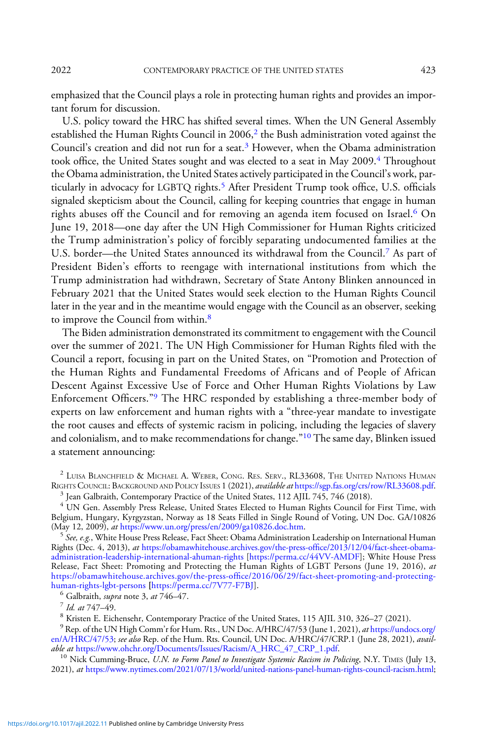emphasized that the Council plays a role in protecting human rights and provides an important forum for discussion.

U.S. policy toward the HRC has shifted several times. When the UN General Assembly established the Human Rights Council in 2006,[2] the Bush administration voted against the Council's creation and did not run for a seat.[3] However, when the Obama administration took office, the United States sought and was elected to a seat in May 2009.[4] Throughout the Obama administration, the United States actively participated in the Council's work, particularly in advocacy for LGBTQ rights.[5] After President Trump took office, U.S. officials signaled skepticism about the Council, calling for keeping countries that engage in human rights abuses off the Council and for removing an agenda item focused on Israel.[6] On June 19, 2018—one day after the UN High Commissioner for Human Rights criticized the Trump administration's policy of forcibly separating undocumented families at the U.S. border—the United States announced its withdrawal from the Council.[7] As part of President Biden's efforts to reengage with international institutions from which the Trump administration had withdrawn, Secretary of State Antony Blinken announced in February 2021 that the United States would seek election to the Human Rights Council later in the year and in the meantime would engage with the Council as an observer, seeking to improve the Council from within.[8]

The Biden administration demonstrated its commitment to engagement with the Council over the summer of 2021. The UN High Commissioner for Human Rights filed with the Council a report, focusing in part on the United States, on "Promotion and Protection of the Human Rights and Fundamental Freedoms of Africans and of People of African Descent Against Excessive Use of Force and Other Human Rights Violations by Law Enforcement Officers."[9] The HRC responded by establishing a three-member body of experts on law enforcement and human rights with a "three-year mandate to investigate the root causes and effects of systemic racism in policing, including the legacies of slavery and colonialism, and to make recommendations for change."[10] The same day, Blinken issued a statement announcing:

[2] Luisa Blanchfield & Michael A. Weber, Cong. Res. Serv., RL33608, The United Nations Human Rights Council: Background and Policy Issues 1 (2021), *available at* https://sgp.fas.org/crs/row/RL33608.pdf.

[3] Jean Galbraith, Contemporary Practice of the United States, 112 AJIL 745, 746 (2018).

[4] UN Gen. Assembly Press Release, United States Elected to Human Rights Council for First Time, with Belgium, Hungary, Kyrgyzstan, Norway as 18 Seats Filled in Single Round of Voting, UN Doc. GA/10826 (May 12, 2009), *at* https://www.un.org/press/en/2009/ga10826.doc.htm.

[5] *See, e.g.*, White House Press Release, Fact Sheet: Obama Administration Leadership on International Human Rights (Dec. 4, 2013), *at* https://obamawhitehouse.archives.gov/the-press-office/2013/12/04/fact-sheet-obama-administration-leadership-international-ahuman-rights [https://perma.cc/44VV-AMDF]; White House Press Release, Fact Sheet: Promoting and Protecting the Human Rights of LGBT Persons (June 19, 2016), *at* https://obamawhitehouse.archives.gov/the-press-office/2016/06/29/fact-sheet-promoting-and-protecting-human-rights-lgbt-persons [https://perma.cc/7V77-F7BJ].

[6] Galbraith, *supra* note 3, *at* 746–47.

[7] *Id. at* 747–49.

[8] Kristen E. Eichensehr, Contemporary Practice of the United States, 115 AJIL 310, 326–27 (2021).

[9] Rep. of the UN High Comm'r for Hum. Rts., UN Doc. A/HRC/47/53 (June 1, 2021), *at* https://undocs.org/en/A/HRC/47/53; *see also* Rep. of the Hum. Rts. Council, UN Doc. A/HRC/47/CRP.1 (June 28, 2021), *available at* https://www.ohchr.org/Documents/Issues/Racism/A_HRC_47_CRP_1.pdf.

[10] Nick Cumming-Bruce, *U.N. to Form Panel to Investigate Systemic Racism in Policing*, N.Y. Times (July 13, 2021), *at* https://www.nytimes.com/2021/07/13/world/united-nations-panel-human-rights-council-racism.html;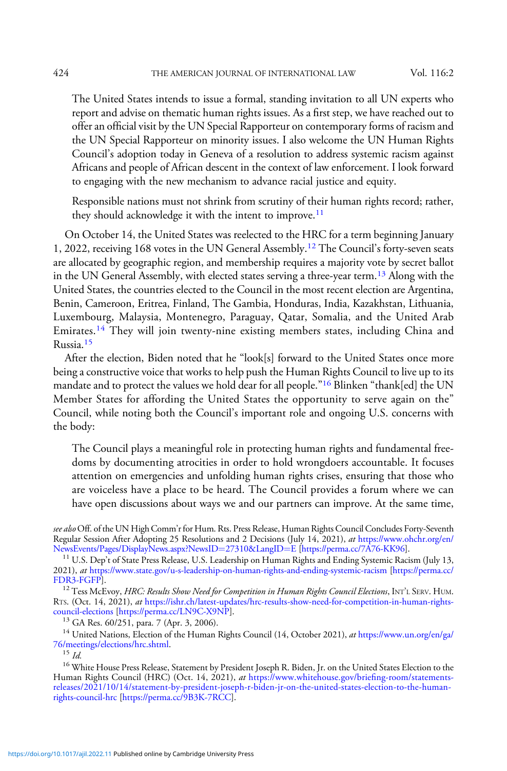> The United States intends to issue a formal, standing invitation to all UN experts who report and advise on thematic human rights issues. As a first step, we have reached out to offer an official visit by the UN Special Rapporteur on contemporary forms of racism and the UN Special Rapporteur on minority issues. I also welcome the UN Human Rights Council's adoption today in Geneva of a resolution to address systemic racism against Africans and people of African descent in the context of law enforcement. I look forward to engaging with the new mechanism to advance racial justice and equity.
>
> Responsible nations must not shrink from scrutiny of their human rights record; rather, they should acknowledge it with the intent to improve.[11]

On October 14, the United States was reelected to the HRC for a term beginning January 1, 2022, receiving 168 votes in the UN General Assembly.[12] The Council's forty-seven seats are allocated by geographic region, and membership requires a majority vote by secret ballot in the UN General Assembly, with elected states serving a three-year term.[13] Along with the United States, the countries elected to the Council in the most recent election are Argentina, Benin, Cameroon, Eritrea, Finland, The Gambia, Honduras, India, Kazakhstan, Lithuania, Luxembourg, Malaysia, Montenegro, Paraguay, Qatar, Somalia, and the United Arab Emirates.[14] They will join twenty-nine existing members states, including China and Russia.[15]

After the election, Biden noted that he "look[s] forward to the United States once more being a constructive voice that works to help push the Human Rights Council to live up to its mandate and to protect the values we hold dear for all people."[16] Blinken "thank[ed] the UN Member States for affording the United States the opportunity to serve again on the" Council, while noting both the Council's important role and ongoing U.S. concerns with the body:

> The Council plays a meaningful role in protecting human rights and fundamental freedoms by documenting atrocities in order to hold wrongdoers accountable. It focuses attention on emergencies and unfolding human rights crises, ensuring that those who are voiceless have a place to be heard. The Council provides a forum where we can have open discussions about ways we and our partners can improve. At the same time,

---

*see also* Off. of the UN High Comm'r for Hum. Rts. Press Release, Human Rights Council Concludes Forty-Seventh Regular Session After Adopting 25 Resolutions and 2 Decisions (July 14, 2021), *at* https://www.ohchr.org/en/NewsEvents/Pages/DisplayNews.aspx?NewsID=27310&LangID=E [https://perma.cc/7A76-KK96].

[11] U.S. Dep't of State Press Release, U.S. Leadership on Human Rights and Ending Systemic Racism (July 13, 2021), *at* https://www.state.gov/u-s-leadership-on-human-rights-and-ending-systemic-racism [https://perma.cc/FDR3-FGFP].

[12] Tess McEvoy, *HRC: Results Show Need for Competition in Human Rights Council Elections*, INT'L SERV. HUM. RTS. (Oct. 14, 2021), *at* https://ishr.ch/latest-updates/hrc-results-show-need-for-competition-in-human-rights-council-elections [https://perma.cc/LN9C-X9NP].

[13] GA Res. 60/251, para. 7 (Apr. 3, 2006).

[14] United Nations, Election of the Human Rights Council (14, October 2021), *at* https://www.un.org/en/ga/76/meetings/elections/hrc.shtml.

[15] *Id.*

[16] White House Press Release, Statement by President Joseph R. Biden, Jr. on the United States Election to the Human Rights Council (HRC) (Oct. 14, 2021), *at* https://www.whitehouse.gov/briefing-room/statements-releases/2021/10/14/statement-by-president-joseph-r-biden-jr-on-the-united-states-election-to-the-human-rights-council-hrc [https://perma.cc/9B3K-7RCC].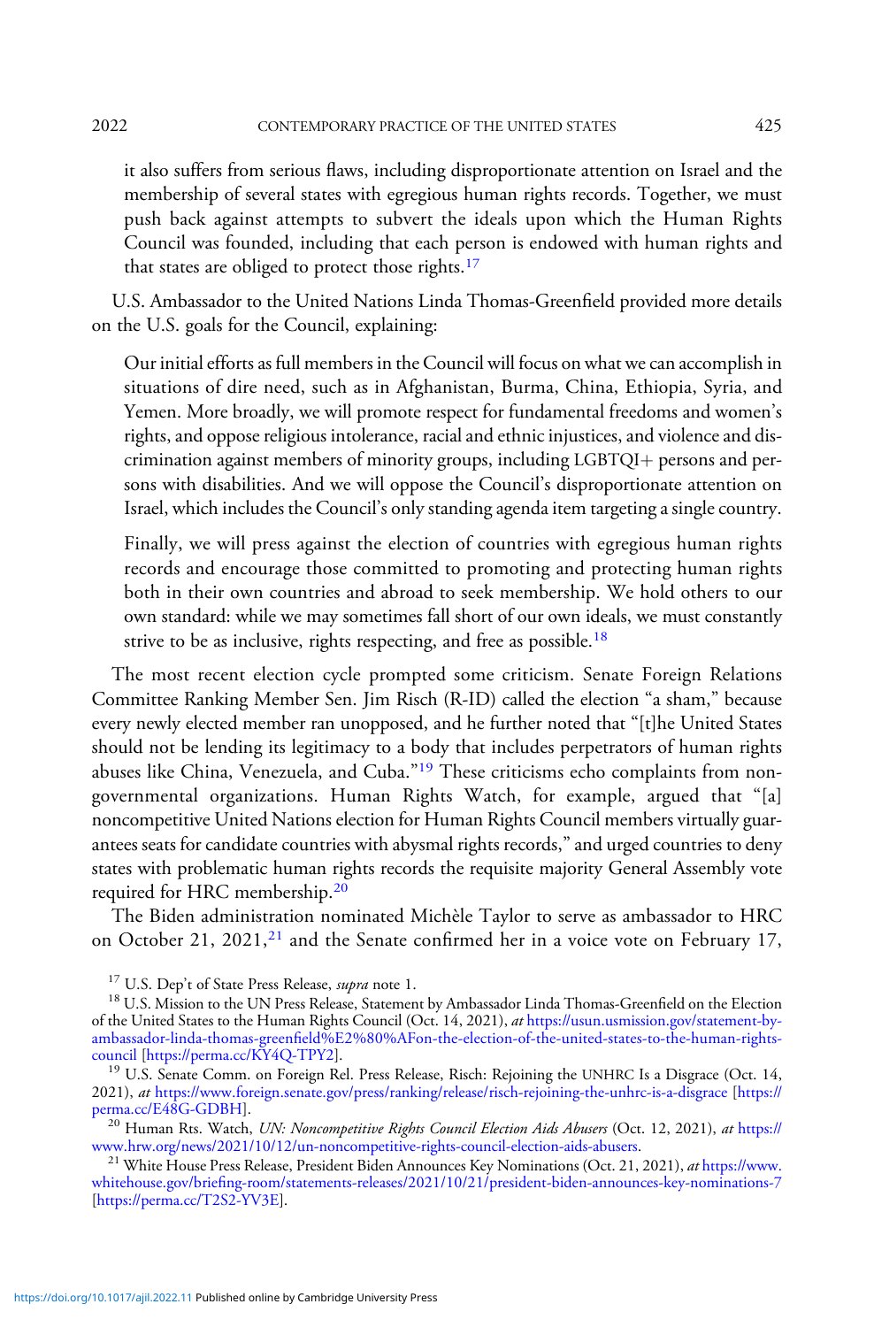it also suffers from serious flaws, including disproportionate attention on Israel and the membership of several states with egregious human rights records. Together, we must push back against attempts to subvert the ideals upon which the Human Rights Council was founded, including that each person is endowed with human rights and that states are obliged to protect those rights.[17]

U.S. Ambassador to the United Nations Linda Thomas-Greenfield provided more details on the U.S. goals for the Council, explaining:

> Our initial efforts as full members in the Council will focus on what we can accomplish in situations of dire need, such as in Afghanistan, Burma, China, Ethiopia, Syria, and Yemen. More broadly, we will promote respect for fundamental freedoms and women's rights, and oppose religious intolerance, racial and ethnic injustices, and violence and discrimination against members of minority groups, including LGBTQI+ persons and persons with disabilities. And we will oppose the Council's disproportionate attention on Israel, which includes the Council's only standing agenda item targeting a single country.
>
> Finally, we will press against the election of countries with egregious human rights records and encourage those committed to promoting and protecting human rights both in their own countries and abroad to seek membership. We hold others to our own standard: while we may sometimes fall short of our own ideals, we must constantly strive to be as inclusive, rights respecting, and free as possible.[18]

The most recent election cycle prompted some criticism. Senate Foreign Relations Committee Ranking Member Sen. Jim Risch (R-ID) called the election "a sham," because every newly elected member ran unopposed, and he further noted that "[t]he United States should not be lending its legitimacy to a body that includes perpetrators of human rights abuses like China, Venezuela, and Cuba."[19] These criticisms echo complaints from non-governmental organizations. Human Rights Watch, for example, argued that "[a] noncompetitive United Nations election for Human Rights Council members virtually guarantees seats for candidate countries with abysmal rights records," and urged countries to deny states with problematic human rights records the requisite majority General Assembly vote required for HRC membership.[20]

The Biden administration nominated Michèle Taylor to serve as ambassador to HRC on October 21, 2021,[21] and the Senate confirmed her in a voice vote on February 17,

---

[17] U.S. Dep't of State Press Release, *supra* note 1.

[18] U.S. Mission to the UN Press Release, Statement by Ambassador Linda Thomas-Greenfield on the Election of the United States to the Human Rights Council (Oct. 14, 2021), *at* https://usun.usmission.gov/statement-by-ambassador-linda-thomas-greenfield%E2%80%AFon-the-election-of-the-united-states-to-the-human-rights-council [https://perma.cc/KY4Q-TPY2].

[19] U.S. Senate Comm. on Foreign Rel. Press Release, Risch: Rejoining the UNHRC Is a Disgrace (Oct. 14, 2021), *at* https://www.foreign.senate.gov/press/ranking/release/risch-rejoining-the-unhrc-is-a-disgrace [https://perma.cc/E48G-GDBH].

[20] Human Rts. Watch, *UN: Noncompetitive Rights Council Election Aids Abusers* (Oct. 12, 2021), *at* https://www.hrw.org/news/2021/10/12/un-noncompetitive-rights-council-election-aids-abusers.

[21] White House Press Release, President Biden Announces Key Nominations (Oct. 21, 2021), *at* https://www.whitehouse.gov/briefing-room/statements-releases/2021/10/21/president-biden-announces-key-nominations-7 [https://perma.cc/T2S2-YV3E].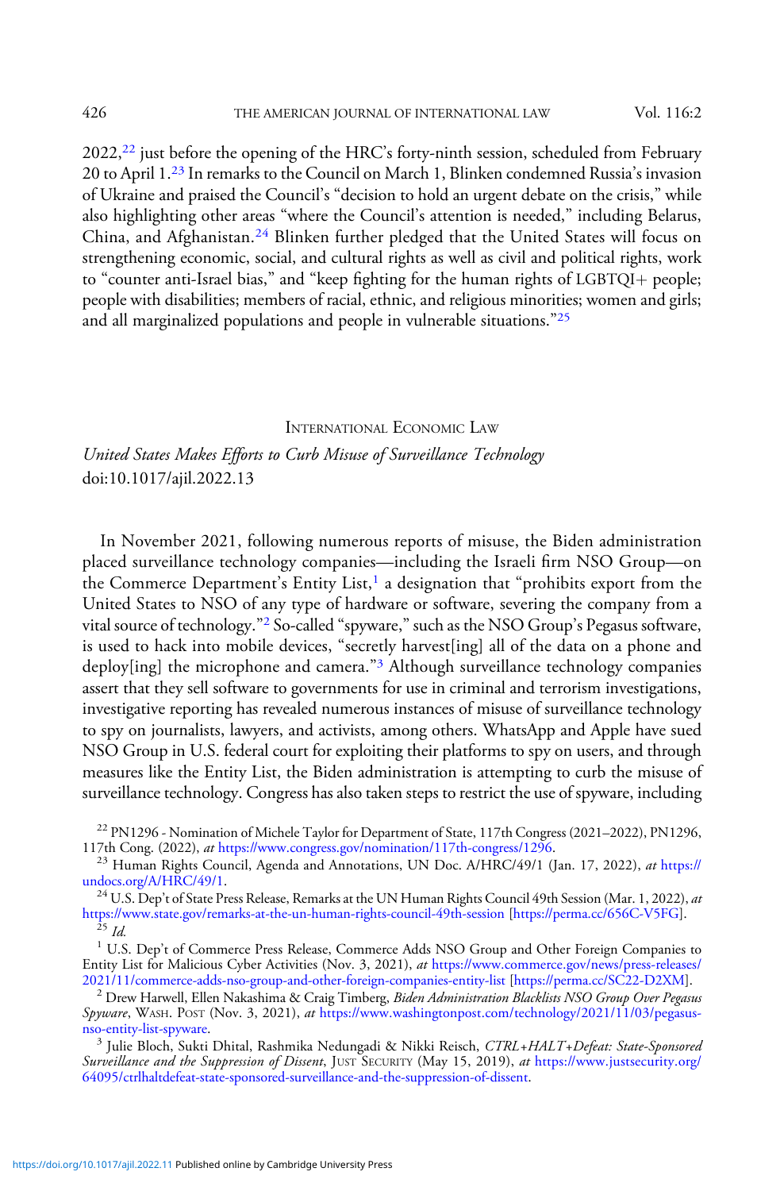2022,[22] just before the opening of the HRC's forty-ninth session, scheduled from February 20 to April 1.[23] In remarks to the Council on March 1, Blinken condemned Russia's invasion of Ukraine and praised the Council's "decision to hold an urgent debate on the crisis," while also highlighting other areas "where the Council's attention is needed," including Belarus, China, and Afghanistan.[24] Blinken further pledged that the United States will focus on strengthening economic, social, and cultural rights as well as civil and political rights, work to "counter anti-Israel bias," and "keep fighting for the human rights of LGBTQI+ people; people with disabilities; members of racial, ethnic, and religious minorities; women and girls; and all marginalized populations and people in vulnerable situations."[25]

## International Economic Law

### *United States Makes Efforts to Curb Misuse of Surveillance Technology*

doi:10.1017/ajil.2022.13

In November 2021, following numerous reports of misuse, the Biden administration placed surveillance technology companies—including the Israeli firm NSO Group—on the Commerce Department's Entity List,[1] a designation that "prohibits export from the United States to NSO of any type of hardware or software, severing the company from a vital source of technology."[2] So-called "spyware," such as the NSO Group's Pegasus software, is used to hack into mobile devices, "secretly harvest[ing] all of the data on a phone and deploy[ing] the microphone and camera."[3] Although surveillance technology companies assert that they sell software to governments for use in criminal and terrorism investigations, investigative reporting has revealed numerous instances of misuse of surveillance technology to spy on journalists, lawyers, and activists, among others. WhatsApp and Apple have sued NSO Group in U.S. federal court for exploiting their platforms to spy on users, and through measures like the Entity List, the Biden administration is attempting to curb the misuse of surveillance technology. Congress has also taken steps to restrict the use of spyware, including

[22] PN1296 - Nomination of Michele Taylor for Department of State, 117th Congress (2021–2022), PN1296, 117th Cong. (2022), *at* https://www.congress.gov/nomination/117th-congress/1296.

[23] Human Rights Council, Agenda and Annotations, UN Doc. A/HRC/49/1 (Jan. 17, 2022), *at* https://undocs.org/A/HRC/49/1.

[24] U.S. Dep't of State Press Release, Remarks at the UN Human Rights Council 49th Session (Mar. 1, 2022), *at* https://www.state.gov/remarks-at-the-un-human-rights-council-49th-session [https://perma.cc/656C-V5FG].

[25] *Id.*

[1] U.S. Dep't of Commerce Press Release, Commerce Adds NSO Group and Other Foreign Companies to Entity List for Malicious Cyber Activities (Nov. 3, 2021), *at* https://www.commerce.gov/news/press-releases/2021/11/commerce-adds-nso-group-and-other-foreign-companies-entity-list [https://perma.cc/SC22-D2XM].

[2] Drew Harwell, Ellen Nakashima & Craig Timberg, *Biden Administration Blacklists NSO Group Over Pegasus Spyware*, Wash. Post (Nov. 3, 2021), *at* https://www.washingtonpost.com/technology/2021/11/03/pegasus-nso-entity-list-spyware.

[3] Julie Bloch, Sukti Dhital, Rashmika Nedungadi & Nikki Reisch, *CTRL+HALT+Defeat: State-Sponsored Surveillance and the Suppression of Dissent*, Just Security (May 15, 2019), *at* https://www.justsecurity.org/64095/ctrlhaltdefeat-state-sponsored-surveillance-and-the-suppression-of-dissent.